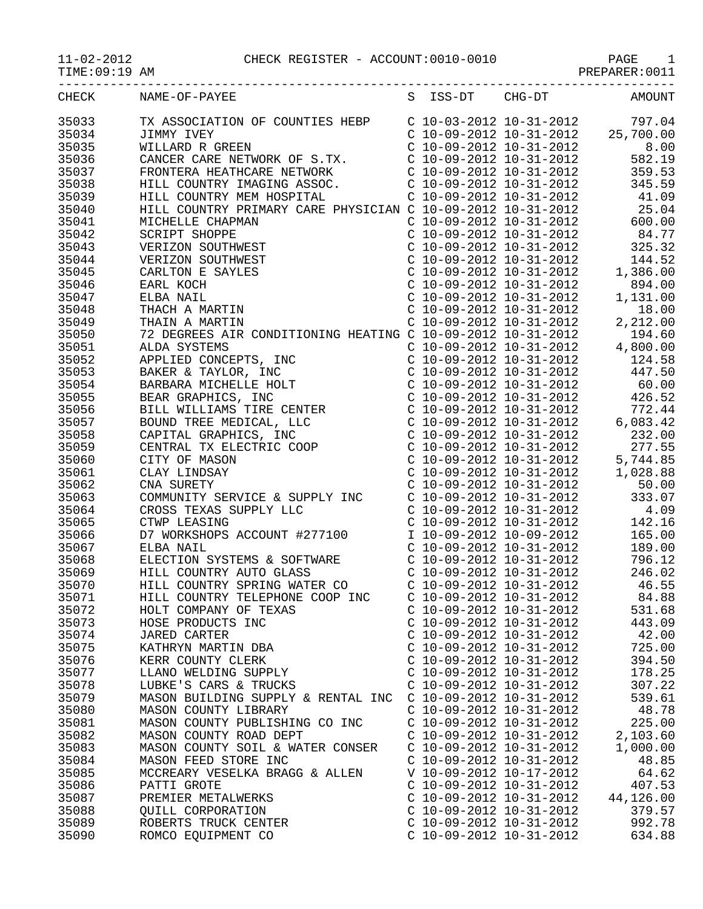11-02-2012 CHECK REGISTER - ACCOUNT:0010-0010 PAGE 1

TIME:09:19 AM PREPARER:0011

| CHECK | NAME-OF-PAYEE | S | ISS-DT | CHG-DT | AMOUNT |
|---|---|---|---|---|---|
| 35033 | TX ASSOCIATION OF COUNTIES HEBP | C | 10-03-2012 | 10-31-2012 | 797.04 |
| 35034 | JIMMY IVEY | C | 10-09-2012 | 10-31-2012 | 25,700.00 |
| 35035 | WILLARD R GREEN | C | 10-09-2012 | 10-31-2012 | 8.00 |
| 35036 | CANCER CARE NETWORK OF S.TX. | C | 10-09-2012 | 10-31-2012 | 582.19 |
| 35037 | FRONTERA HEATHCARE NETWORK | C | 10-09-2012 | 10-31-2012 | 359.53 |
| 35038 | HILL COUNTRY IMAGING ASSOC. | C | 10-09-2012 | 10-31-2012 | 345.59 |
| 35039 | HILL COUNTRY MEM HOSPITAL | C | 10-09-2012 | 10-31-2012 | 41.09 |
| 35040 | HILL COUNTRY PRIMARY CARE PHYSICIAN | C | 10-09-2012 | 10-31-2012 | 25.04 |
| 35041 | MICHELLE CHAPMAN | C | 10-09-2012 | 10-31-2012 | 600.00 |
| 35042 | SCRIPT SHOPPE | C | 10-09-2012 | 10-31-2012 | 84.77 |
| 35043 | VERIZON SOUTHWEST | C | 10-09-2012 | 10-31-2012 | 325.32 |
| 35044 | VERIZON SOUTHWEST | C | 10-09-2012 | 10-31-2012 | 144.52 |
| 35045 | CARLTON E SAYLES | C | 10-09-2012 | 10-31-2012 | 1,386.00 |
| 35046 | EARL KOCH | C | 10-09-2012 | 10-31-2012 | 894.00 |
| 35047 | ELBA NAIL | C | 10-09-2012 | 10-31-2012 | 1,131.00 |
| 35048 | THACH A MARTIN | C | 10-09-2012 | 10-31-2012 | 18.00 |
| 35049 | THAIN A MARTIN | C | 10-09-2012 | 10-31-2012 | 2,212.00 |
| 35050 | 72 DEGREES AIR CONDITIONING HEATING | C | 10-09-2012 | 10-31-2012 | 194.60 |
| 35051 | ALDA SYSTEMS | C | 10-09-2012 | 10-31-2012 | 4,800.00 |
| 35052 | APPLIED CONCEPTS, INC | C | 10-09-2012 | 10-31-2012 | 124.58 |
| 35053 | BAKER & TAYLOR, INC | C | 10-09-2012 | 10-31-2012 | 447.50 |
| 35054 | BARBARA MICHELLE HOLT | C | 10-09-2012 | 10-31-2012 | 60.00 |
| 35055 | BEAR GRAPHICS, INC | C | 10-09-2012 | 10-31-2012 | 426.52 |
| 35056 | BILL WILLIAMS TIRE CENTER | C | 10-09-2012 | 10-31-2012 | 772.44 |
| 35057 | BOUND TREE MEDICAL, LLC | C | 10-09-2012 | 10-31-2012 | 6,083.42 |
| 35058 | CAPITAL GRAPHICS, INC | C | 10-09-2012 | 10-31-2012 | 232.00 |
| 35059 | CENTRAL TX ELECTRIC COOP | C | 10-09-2012 | 10-31-2012 | 277.55 |
| 35060 | CITY OF MASON | C | 10-09-2012 | 10-31-2012 | 5,744.85 |
| 35061 | CLAY LINDSAY | C | 10-09-2012 | 10-31-2012 | 1,028.88 |
| 35062 | CNA SURETY | C | 10-09-2012 | 10-31-2012 | 50.00 |
| 35063 | COMMUNITY SERVICE & SUPPLY INC | C | 10-09-2012 | 10-31-2012 | 333.07 |
| 35064 | CROSS TEXAS SUPPLY LLC | C | 10-09-2012 | 10-31-2012 | 4.09 |
| 35065 | CTWP LEASING | C | 10-09-2012 | 10-31-2012 | 142.16 |
| 35066 | D7 WORKSHOPS ACCOUNT #277100 | I | 10-09-2012 | 10-09-2012 | 165.00 |
| 35067 | ELBA NAIL | C | 10-09-2012 | 10-31-2012 | 189.00 |
| 35068 | ELECTION SYSTEMS & SOFTWARE | C | 10-09-2012 | 10-31-2012 | 796.12 |
| 35069 | HILL COUNTRY AUTO GLASS | C | 10-09-2012 | 10-31-2012 | 246.02 |
| 35070 | HILL COUNTRY SPRING WATER CO | C | 10-09-2012 | 10-31-2012 | 46.55 |
| 35071 | HILL COUNTRY TELEPHONE COOP INC | C | 10-09-2012 | 10-31-2012 | 84.88 |
| 35072 | HOLT COMPANY OF TEXAS | C | 10-09-2012 | 10-31-2012 | 531.68 |
| 35073 | HOSE PRODUCTS INC | C | 10-09-2012 | 10-31-2012 | 443.09 |
| 35074 | JARED CARTER | C | 10-09-2012 | 10-31-2012 | 42.00 |
| 35075 | KATHRYN MARTIN DBA | C | 10-09-2012 | 10-31-2012 | 725.00 |
| 35076 | KERR COUNTY CLERK | C | 10-09-2012 | 10-31-2012 | 394.50 |
| 35077 | LLANO WELDING SUPPLY | C | 10-09-2012 | 10-31-2012 | 178.25 |
| 35078 | LUBKE'S CARS & TRUCKS | C | 10-09-2012 | 10-31-2012 | 307.22 |
| 35079 | MASON BUILDING SUPPLY & RENTAL INC | C | 10-09-2012 | 10-31-2012 | 539.61 |
| 35080 | MASON COUNTY LIBRARY | C | 10-09-2012 | 10-31-2012 | 48.78 |
| 35081 | MASON COUNTY PUBLISHING CO INC | C | 10-09-2012 | 10-31-2012 | 225.00 |
| 35082 | MASON COUNTY ROAD DEPT | C | 10-09-2012 | 10-31-2012 | 2,103.60 |
| 35083 | MASON COUNTY SOIL & WATER CONSER | C | 10-09-2012 | 10-31-2012 | 1,000.00 |
| 35084 | MASON FEED STORE INC | C | 10-09-2012 | 10-31-2012 | 48.85 |
| 35085 | MCCREARY VESELKA BRAGG & ALLEN | V | 10-09-2012 | 10-17-2012 | 64.62 |
| 35086 | PATTI GROTE | C | 10-09-2012 | 10-31-2012 | 407.53 |
| 35087 | PREMIER METALWERKS | C | 10-09-2012 | 10-31-2012 | 44,126.00 |
| 35088 | QUILL CORPORATION | C | 10-09-2012 | 10-31-2012 | 379.57 |
| 35089 | ROBERTS TRUCK CENTER | C | 10-09-2012 | 10-31-2012 | 992.78 |
| 35090 | ROMCO EQUIPMENT CO | C | 10-09-2012 | 10-31-2012 | 634.88 |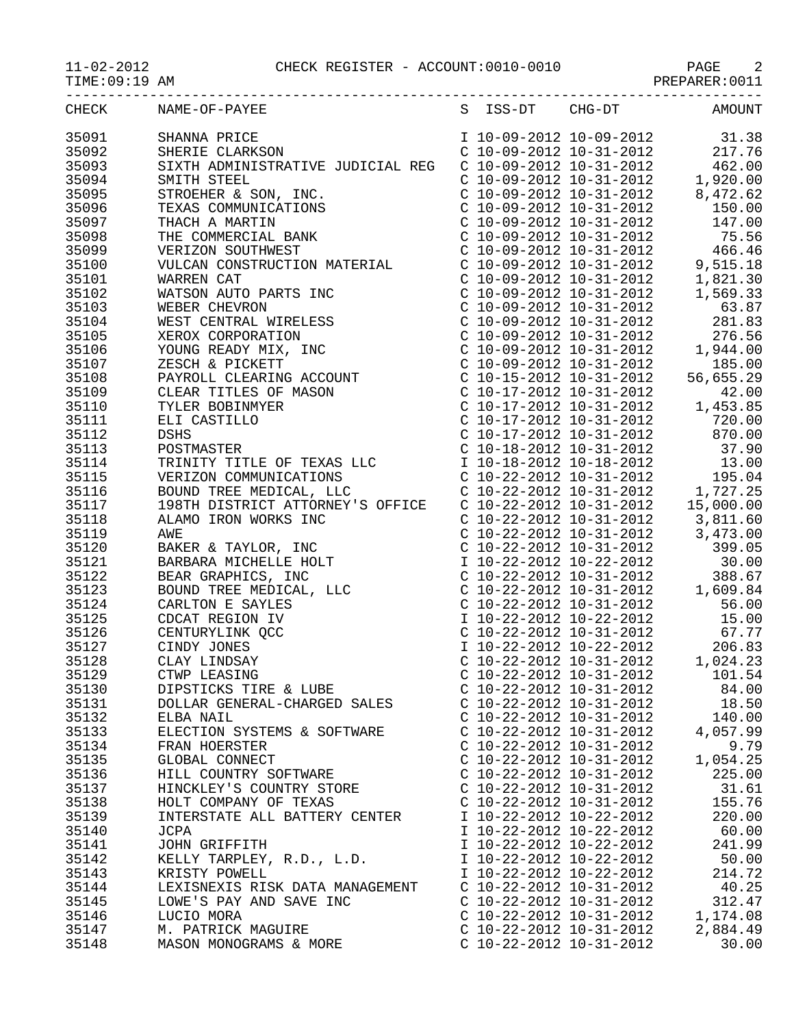CHECK REGISTER - ACCOUNT:0010-0010

11-02-2012
TIME:09:19 AM

PREPARER:0011

| CHECK | NAME-OF-PAYEE | S | ISS-DT | CHG-DT | AMOUNT |
|---|---|---|---|---|---|
| 35091 | SHANNA PRICE | I | 10-09-2012 | 10-09-2012 | 31.38 |
| 35092 | SHERIE CLARKSON | C | 10-09-2012 | 10-31-2012 | 217.76 |
| 35093 | SIXTH ADMINISTRATIVE JUDICIAL REG | C | 10-09-2012 | 10-31-2012 | 462.00 |
| 35094 | SMITH STEEL | C | 10-09-2012 | 10-31-2012 | 1,920.00 |
| 35095 | STROEHER & SON, INC. | C | 10-09-2012 | 10-31-2012 | 8,472.62 |
| 35096 | TEXAS COMMUNICATIONS | C | 10-09-2012 | 10-31-2012 | 150.00 |
| 35097 | THACH A MARTIN | C | 10-09-2012 | 10-31-2012 | 147.00 |
| 35098 | THE COMMERCIAL BANK | C | 10-09-2012 | 10-31-2012 | 75.56 |
| 35099 | VERIZON SOUTHWEST | C | 10-09-2012 | 10-31-2012 | 466.46 |
| 35100 | VULCAN CONSTRUCTION MATERIAL | C | 10-09-2012 | 10-31-2012 | 9,515.18 |
| 35101 | WARREN CAT | C | 10-09-2012 | 10-31-2012 | 1,821.30 |
| 35102 | WATSON AUTO PARTS INC | C | 10-09-2012 | 10-31-2012 | 1,569.33 |
| 35103 | WEBER CHEVRON | C | 10-09-2012 | 10-31-2012 | 63.87 |
| 35104 | WEST CENTRAL WIRELESS | C | 10-09-2012 | 10-31-2012 | 281.83 |
| 35105 | XEROX CORPORATION | C | 10-09-2012 | 10-31-2012 | 276.56 |
| 35106 | YOUNG READY MIX, INC | C | 10-09-2012 | 10-31-2012 | 1,944.00 |
| 35107 | ZESCH & PICKETT | C | 10-09-2012 | 10-31-2012 | 185.00 |
| 35108 | PAYROLL CLEARING ACCOUNT | C | 10-15-2012 | 10-31-2012 | 56,655.29 |
| 35109 | CLEAR TITLES OF MASON | C | 10-17-2012 | 10-31-2012 | 42.00 |
| 35110 | TYLER BOBINMYER | C | 10-17-2012 | 10-31-2012 | 1,453.85 |
| 35111 | ELI CASTILLO | C | 10-17-2012 | 10-31-2012 | 720.00 |
| 35112 | DSHS | C | 10-17-2012 | 10-31-2012 | 870.00 |
| 35113 | POSTMASTER | C | 10-18-2012 | 10-31-2012 | 37.90 |
| 35114 | TRINITY TITLE OF TEXAS LLC | I | 10-18-2012 | 10-18-2012 | 13.00 |
| 35115 | VERIZON COMMUNICATIONS | C | 10-22-2012 | 10-31-2012 | 195.04 |
| 35116 | BOUND TREE MEDICAL, LLC | C | 10-22-2012 | 10-31-2012 | 1,727.25 |
| 35117 | 198TH DISTRICT ATTORNEY'S OFFICE | C | 10-22-2012 | 10-31-2012 | 15,000.00 |
| 35118 | ALAMO IRON WORKS INC | C | 10-22-2012 | 10-31-2012 | 3,811.60 |
| 35119 | AWE | C | 10-22-2012 | 10-31-2012 | 3,473.00 |
| 35120 | BAKER & TAYLOR, INC | C | 10-22-2012 | 10-31-2012 | 399.05 |
| 35121 | BARBARA MICHELLE HOLT | I | 10-22-2012 | 10-22-2012 | 30.00 |
| 35122 | BEAR GRAPHICS, INC | C | 10-22-2012 | 10-31-2012 | 388.67 |
| 35123 | BOUND TREE MEDICAL, LLC | C | 10-22-2012 | 10-31-2012 | 1,609.84 |
| 35124 | CARLTON E SAYLES | C | 10-22-2012 | 10-31-2012 | 56.00 |
| 35125 | CDCAT REGION IV | I | 10-22-2012 | 10-22-2012 | 15.00 |
| 35126 | CENTURYLINK QCC | C | 10-22-2012 | 10-31-2012 | 67.77 |
| 35127 | CINDY JONES | I | 10-22-2012 | 10-22-2012 | 206.83 |
| 35128 | CLAY LINDSAY | C | 10-22-2012 | 10-31-2012 | 1,024.23 |
| 35129 | CTWP LEASING | C | 10-22-2012 | 10-31-2012 | 101.54 |
| 35130 | DIPSTICKS TIRE & LUBE | C | 10-22-2012 | 10-31-2012 | 84.00 |
| 35131 | DOLLAR GENERAL-CHARGED SALES | C | 10-22-2012 | 10-31-2012 | 18.50 |
| 35132 | ELBA NAIL | C | 10-22-2012 | 10-31-2012 | 140.00 |
| 35133 | ELECTION SYSTEMS & SOFTWARE | C | 10-22-2012 | 10-31-2012 | 4,057.99 |
| 35134 | FRAN HOERSTER | C | 10-22-2012 | 10-31-2012 | 9.79 |
| 35135 | GLOBAL CONNECT | C | 10-22-2012 | 10-31-2012 | 1,054.25 |
| 35136 | HILL COUNTRY SOFTWARE | C | 10-22-2012 | 10-31-2012 | 225.00 |
| 35137 | HINCKLEY'S COUNTRY STORE | C | 10-22-2012 | 10-31-2012 | 31.61 |
| 35138 | HOLT COMPANY OF TEXAS | C | 10-22-2012 | 10-31-2012 | 155.76 |
| 35139 | INTERSTATE ALL BATTERY CENTER | I | 10-22-2012 | 10-22-2012 | 220.00 |
| 35140 | JCPA | I | 10-22-2012 | 10-22-2012 | 60.00 |
| 35141 | JOHN GRIFFITH | I | 10-22-2012 | 10-22-2012 | 241.99 |
| 35142 | KELLY TARPLEY, R.D., L.D. | I | 10-22-2012 | 10-22-2012 | 50.00 |
| 35143 | KRISTY POWELL | I | 10-22-2012 | 10-22-2012 | 214.72 |
| 35144 | LEXISNEXIS RISK DATA MANAGEMENT | C | 10-22-2012 | 10-31-2012 | 40.25 |
| 35145 | LOWE'S PAY AND SAVE INC | C | 10-22-2012 | 10-31-2012 | 312.47 |
| 35146 | LUCIO MORA | C | 10-22-2012 | 10-31-2012 | 1,174.08 |
| 35147 | M. PATRICK MAGUIRE | C | 10-22-2012 | 10-31-2012 | 2,884.49 |
| 35148 | MASON MONOGRAMS & MORE | C | 10-22-2012 | 10-31-2012 | 30.00 |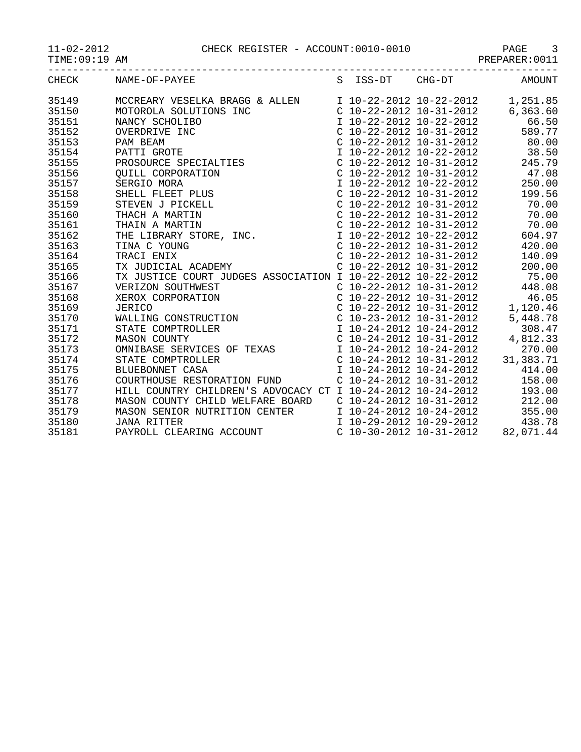11-02-2012 CHECK REGISTER - ACCOUNT:0010-0010

TIME:09:19 AM PREPARER:0011

| CHECK | NAME-OF-PAYEE | S | ISS-DT | CHG-DT | AMOUNT |
|---|---|---|---|---|---|
| 35149 | MCCREARY VESELKA BRAGG & ALLEN | I | 10-22-2012 | 10-22-2012 | 1,251.85 |
| 35150 | MOTOROLA SOLUTIONS INC | C | 10-22-2012 | 10-31-2012 | 6,363.60 |
| 35151 | NANCY SCHOLIBO | I | 10-22-2012 | 10-22-2012 | 66.50 |
| 35152 | OVERDRIVE INC | C | 10-22-2012 | 10-31-2012 | 589.77 |
| 35153 | PAM BEAM | C | 10-22-2012 | 10-31-2012 | 80.00 |
| 35154 | PATTI GROTE | I | 10-22-2012 | 10-22-2012 | 38.50 |
| 35155 | PROSOURCE SPECIALTIES | C | 10-22-2012 | 10-31-2012 | 245.79 |
| 35156 | QUILL CORPORATION | C | 10-22-2012 | 10-31-2012 | 47.08 |
| 35157 | SERGIO MORA | I | 10-22-2012 | 10-22-2012 | 250.00 |
| 35158 | SHELL FLEET PLUS | C | 10-22-2012 | 10-31-2012 | 199.56 |
| 35159 | STEVEN J PICKELL | C | 10-22-2012 | 10-31-2012 | 70.00 |
| 35160 | THACH A MARTIN | C | 10-22-2012 | 10-31-2012 | 70.00 |
| 35161 | THAIN A MARTIN | C | 10-22-2012 | 10-31-2012 | 70.00 |
| 35162 | THE LIBRARY STORE, INC. | I | 10-22-2012 | 10-22-2012 | 604.97 |
| 35163 | TINA C YOUNG | C | 10-22-2012 | 10-31-2012 | 420.00 |
| 35164 | TRACI ENIX | C | 10-22-2012 | 10-31-2012 | 140.09 |
| 35165 | TX JUDICIAL ACADEMY | C | 10-22-2012 | 10-31-2012 | 200.00 |
| 35166 | TX JUSTICE COURT JUDGES ASSOCIATION | I | 10-22-2012 | 10-22-2012 | 75.00 |
| 35167 | VERIZON SOUTHWEST | C | 10-22-2012 | 10-31-2012 | 448.08 |
| 35168 | XEROX CORPORATION | C | 10-22-2012 | 10-31-2012 | 46.05 |
| 35169 | JERICO | C | 10-22-2012 | 10-31-2012 | 1,120.46 |
| 35170 | WALLING CONSTRUCTION | C | 10-23-2012 | 10-31-2012 | 5,448.78 |
| 35171 | STATE COMPTROLLER | I | 10-24-2012 | 10-24-2012 | 308.47 |
| 35172 | MASON COUNTY | C | 10-24-2012 | 10-31-2012 | 4,812.33 |
| 35173 | OMNIBASE SERVICES OF TEXAS | I | 10-24-2012 | 10-24-2012 | 270.00 |
| 35174 | STATE COMPTROLLER | C | 10-24-2012 | 10-31-2012 | 31,383.71 |
| 35175 | BLUEBONNET CASA | I | 10-24-2012 | 10-24-2012 | 414.00 |
| 35176 | COURTHOUSE RESTORATION FUND | C | 10-24-2012 | 10-31-2012 | 158.00 |
| 35177 | HILL COUNTRY CHILDREN'S ADVOCACY CT | I | 10-24-2012 | 10-24-2012 | 193.00 |
| 35178 | MASON COUNTY CHILD WELFARE BOARD | C | 10-24-2012 | 10-31-2012 | 212.00 |
| 35179 | MASON SENIOR NUTRITION CENTER | I | 10-24-2012 | 10-24-2012 | 355.00 |
| 35180 | JANA RITTER | I | 10-29-2012 | 10-29-2012 | 438.78 |
| 35181 | PAYROLL CLEARING ACCOUNT | C | 10-30-2012 | 10-31-2012 | 82,071.44 |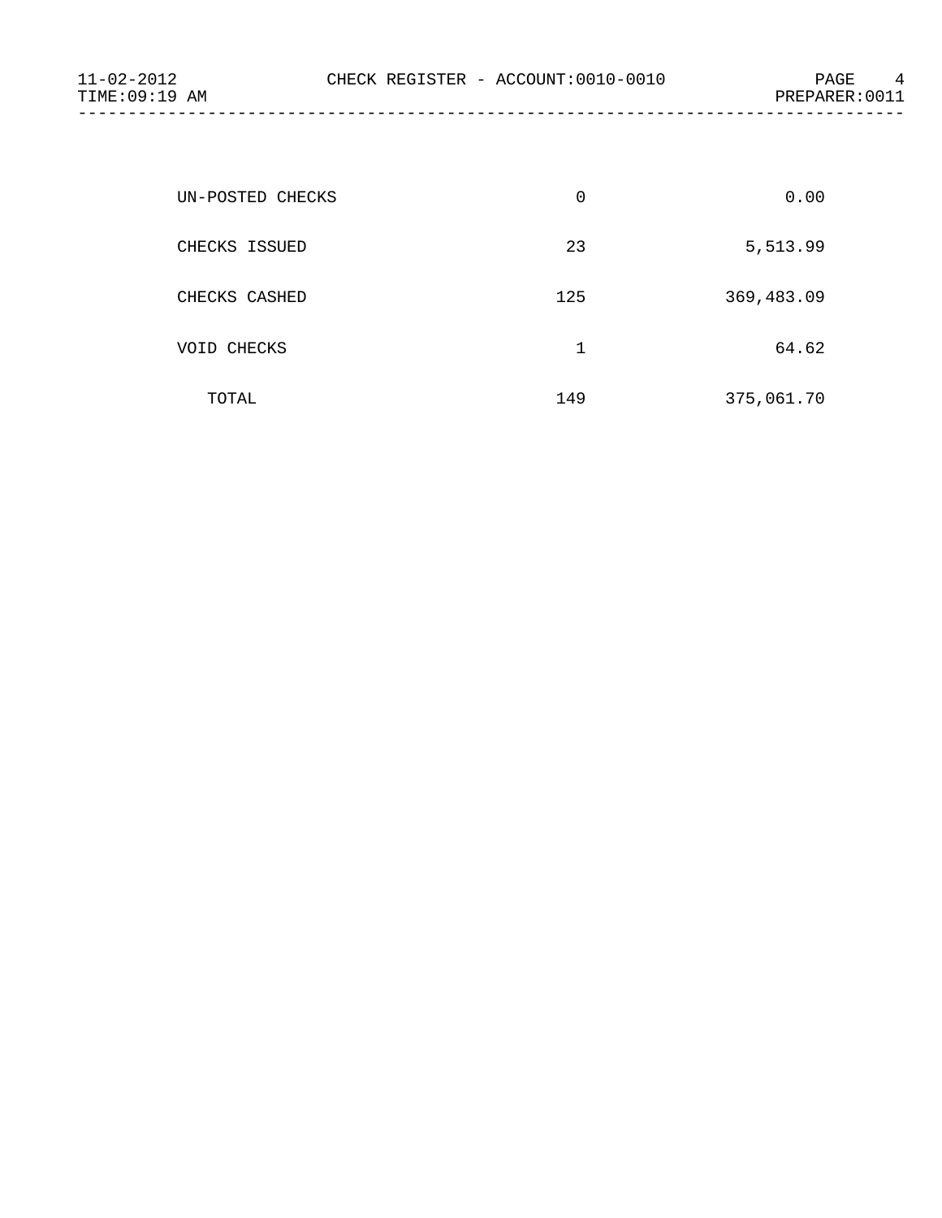| | | |
|---|---|---|
| UN-POSTED CHECKS | 0 | 0.00 |
| CHECKS ISSUED | 23 | 5,513.99 |
| CHECKS CASHED | 125 | 369,483.09 |
| VOID CHECKS | 1 | 64.62 |
| TOTAL | 149 | 375,061.70 |